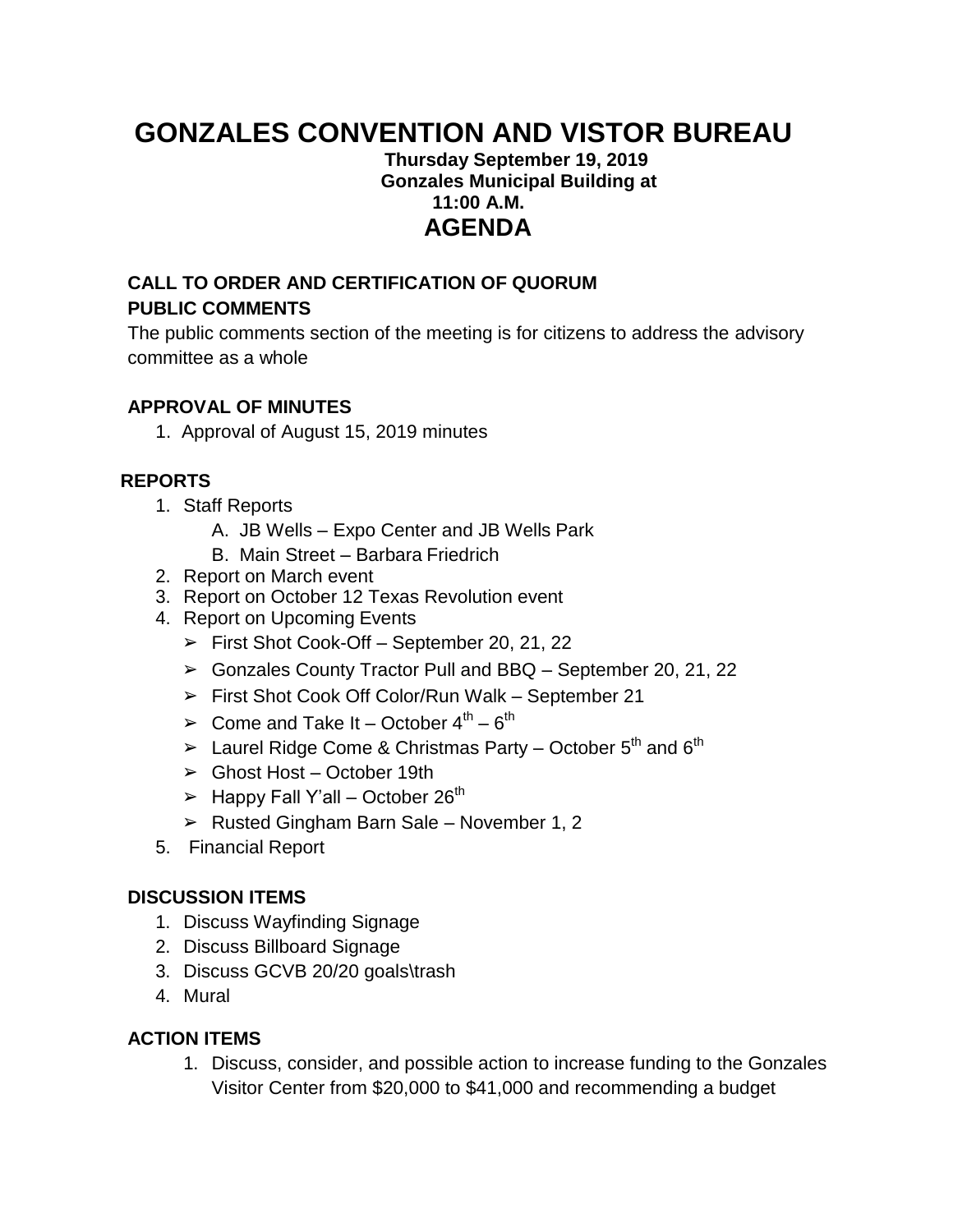# GONZALES CONVENTION AND VISTOR BUREAU

**Thursday September 19, 2019**
**Gonzales Municipal Building at**
**11:00 A.M.**

## AGENDA

**CALL TO ORDER AND CERTIFICATION OF QUORUM**

**PUBLIC COMMENTS**

The public comments section of the meeting is for citizens to address the advisory committee as a whole

**APPROVAL OF MINUTES**

1. Approval of August 15, 2019 minutes

**REPORTS**

1. Staff Reports
   A. JB Wells – Expo Center and JB Wells Park
   B. Main Street – Barbara Friedrich
2. Report on March event
3. Report on October 12 Texas Revolution event
4. Report on Upcoming Events
   - First Shot Cook-Off – September 20, 21, 22
   - Gonzales County Tractor Pull and BBQ – September 20, 21, 22
   - First Shot Cook Off Color/Run Walk – September 21
   - Come and Take It – October 4th – 6th
   - Laurel Ridge Come & Christmas Party – October 5th and 6th
   - Ghost Host – October 19th
   - Happy Fall Y'all – October 26th
   - Rusted Gingham Barn Sale – November 1, 2
5. Financial Report

**DISCUSSION ITEMS**

1. Discuss Wayfinding Signage
2. Discuss Billboard Signage
3. Discuss GCVB 20/20 goals\trash
4. Mural

**ACTION ITEMS**

1. Discuss, consider, and possible action to increase funding to the Gonzales Visitor Center from $20,000 to $41,000 and recommending a budget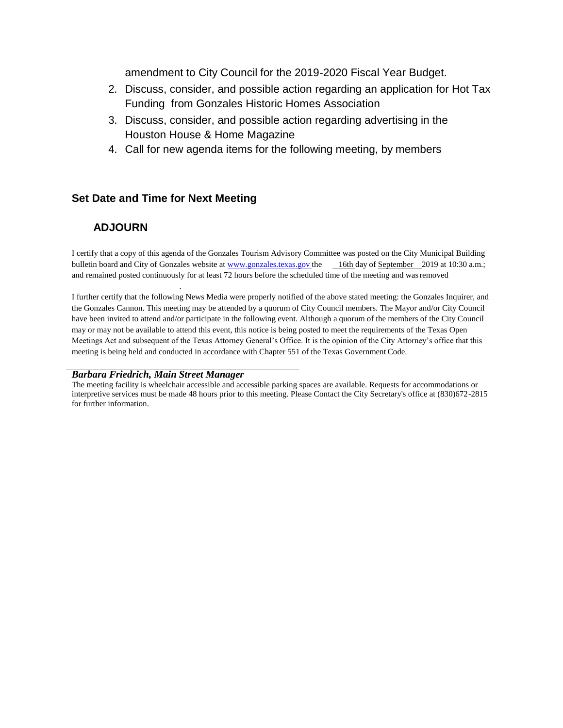amendment to City Council for the 2019-2020 Fiscal Year Budget.

2. Discuss, consider, and possible action regarding an application for Hot Tax Funding from Gonzales Historic Homes Association
3. Discuss, consider, and possible action regarding advertising in the Houston House & Home Magazine
4. Call for new agenda items for the following meeting, by members

## Set Date and Time for Next Meeting

## ADJOURN

I certify that a copy of this agenda of the Gonzales Tourism Advisory Committee was posted on the City Municipal Building bulletin board and City of Gonzales website at www.gonzales.texas.gov the 16th day of September 2019 at 10:30 a.m.; and remained posted continuously for at least 72 hours before the scheduled time of the meeting and was removed

\_\_\_\_\_\_\_\_\_\_\_\_\_\_\_\_\_\_\_\_\_\_\_\_\_.

I further certify that the following News Media were properly notified of the above stated meeting: the Gonzales Inquirer, and the Gonzales Cannon. This meeting may be attended by a quorum of City Council members. The Mayor and/or City Council have been invited to attend and/or participate in the following event. Although a quorum of the members of the City Council may or may not be available to attend this event, this notice is being posted to meet the requirements of the Texas Open Meetings Act and subsequent of the Texas Attorney General's Office. It is the opinion of the City Attorney's office that this meeting is being held and conducted in accordance with Chapter 551 of the Texas Government Code.

\_\_\_\_\_\_\_\_\_\_\_\_\_\_\_\_\_\_\_\_\_\_\_\_\_\_\_\_\_\_\_\_\_\_\_\_\_\_\_\_

***Barbara Friedrich, Main Street Manager***

The meeting facility is wheelchair accessible and accessible parking spaces are available. Requests for accommodations or interpretive services must be made 48 hours prior to this meeting. Please Contact the City Secretary's office at (830)672-2815 for further information.